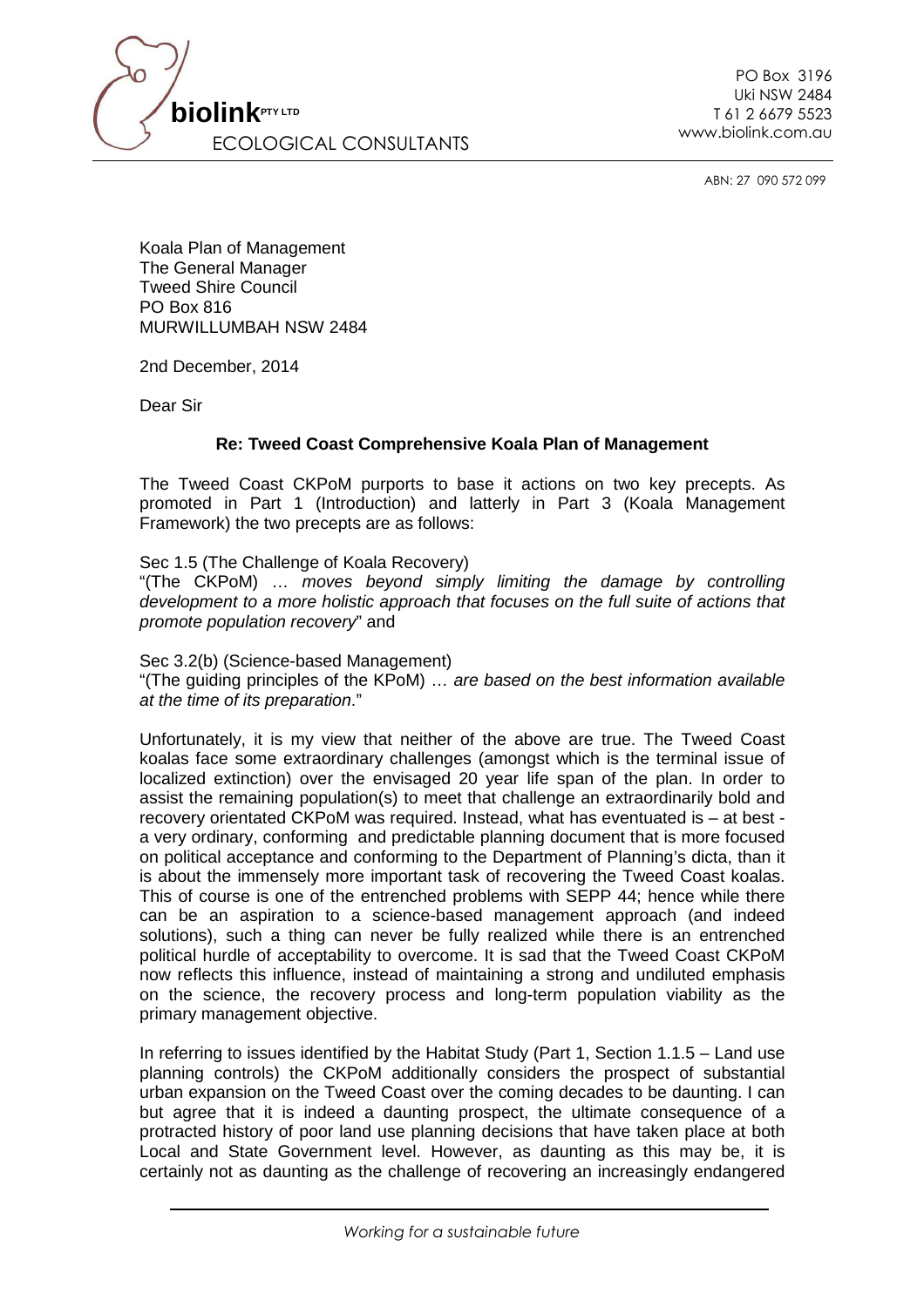**biolink** PTY LTD
ECOLOGICAL CONSULTANTS

PO Box 3196
Uki NSW 2484
T 61 2 6679 5523
www.biolink.com.au

ABN: 27 090 572 099

Koala Plan of Management
The General Manager
Tweed Shire Council
PO Box 816
MURWILLUMBAH NSW 2484

2nd December, 2014

Dear Sir

**Re: Tweed Coast Comprehensive Koala Plan of Management**

The Tweed Coast CKPoM purports to base it actions on two key precepts. As promoted in Part 1 (Introduction) and latterly in Part 3 (Koala Management Framework) the two precepts are as follows:

Sec 1.5 (The Challenge of Koala Recovery)
"(The CKPoM) … *moves beyond simply limiting the damage by controlling development to a more holistic approach that focuses on the full suite of actions that promote population recovery*" and

Sec 3.2(b) (Science-based Management)
"(The guiding principles of the KPoM) … *are based on the best information available at the time of its preparation*."

Unfortunately, it is my view that neither of the above are true. The Tweed Coast koalas face some extraordinary challenges (amongst which is the terminal issue of localized extinction) over the envisaged 20 year life span of the plan. In order to assist the remaining population(s) to meet that challenge an extraordinarily bold and recovery orientated CKPoM was required. Instead, what has eventuated is – at best - a very ordinary, conforming and predictable planning document that is more focused on political acceptance and conforming to the Department of Planning's dicta, than it is about the immensely more important task of recovering the Tweed Coast koalas. This of course is one of the entrenched problems with SEPP 44; hence while there can be an aspiration to a science-based management approach (and indeed solutions), such a thing can never be fully realized while there is an entrenched political hurdle of acceptability to overcome. It is sad that the Tweed Coast CKPoM now reflects this influence, instead of maintaining a strong and undiluted emphasis on the science, the recovery process and long-term population viability as the primary management objective.

In referring to issues identified by the Habitat Study (Part 1, Section 1.1.5 – Land use planning controls) the CKPoM additionally considers the prospect of substantial urban expansion on the Tweed Coast over the coming decades to be daunting. I can but agree that it is indeed a daunting prospect, the ultimate consequence of a protracted history of poor land use planning decisions that have taken place at both Local and State Government level. However, as daunting as this may be, it is certainly not as daunting as the challenge of recovering an increasingly endangered

*Working for a sustainable future*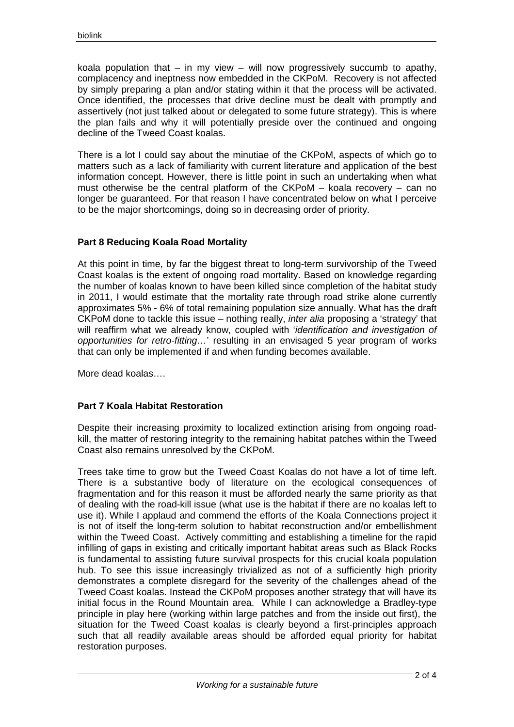koala population that – in my view – will now progressively succumb to apathy, complacency and ineptness now embedded in the CKPoM. Recovery is not affected by simply preparing a plan and/or stating within it that the process will be activated. Once identified, the processes that drive decline must be dealt with promptly and assertively (not just talked about or delegated to some future strategy). This is where the plan fails and why it will potentially preside over the continued and ongoing decline of the Tweed Coast koalas.

There is a lot I could say about the minutiae of the CKPoM, aspects of which go to matters such as a lack of familiarity with current literature and application of the best information concept. However, there is little point in such an undertaking when what must otherwise be the central platform of the CKPoM – koala recovery – can no longer be guaranteed. For that reason I have concentrated below on what I perceive to be the major shortcomings, doing so in decreasing order of priority.

**Part 8 Reducing Koala Road Mortality**

At this point in time, by far the biggest threat to long-term survivorship of the Tweed Coast koalas is the extent of ongoing road mortality. Based on knowledge regarding the number of koalas known to have been killed since completion of the habitat study in 2011, I would estimate that the mortality rate through road strike alone currently approximates 5% - 6% of total remaining population size annually. What has the draft CKPoM done to tackle this issue – nothing really, *inter alia* proposing a 'strategy' that will reaffirm what we already know, coupled with '*identification and investigation of opportunities for retro-fitting…*' resulting in an envisaged 5 year program of works that can only be implemented if and when funding becomes available.

More dead koalas….

**Part 7 Koala Habitat Restoration**

Despite their increasing proximity to localized extinction arising from ongoing road-kill, the matter of restoring integrity to the remaining habitat patches within the Tweed Coast also remains unresolved by the CKPoM.

Trees take time to grow but the Tweed Coast Koalas do not have a lot of time left. There is a substantive body of literature on the ecological consequences of fragmentation and for this reason it must be afforded nearly the same priority as that of dealing with the road-kill issue (what use is the habitat if there are no koalas left to use it). While I applaud and commend the efforts of the Koala Connections project it is not of itself the long-term solution to habitat reconstruction and/or embellishment within the Tweed Coast. Actively committing and establishing a timeline for the rapid infilling of gaps in existing and critically important habitat areas such as Black Rocks is fundamental to assisting future survival prospects for this crucial koala population hub. To see this issue increasingly trivialized as not of a sufficiently high priority demonstrates a complete disregard for the severity of the challenges ahead of the Tweed Coast koalas. Instead the CKPoM proposes another strategy that will have its initial focus in the Round Mountain area. While I can acknowledge a Bradley-type principle in play here (working within large patches and from the inside out first), the situation for the Tweed Coast koalas is clearly beyond a first-principles approach such that all readily available areas should be afforded equal priority for habitat restoration purposes.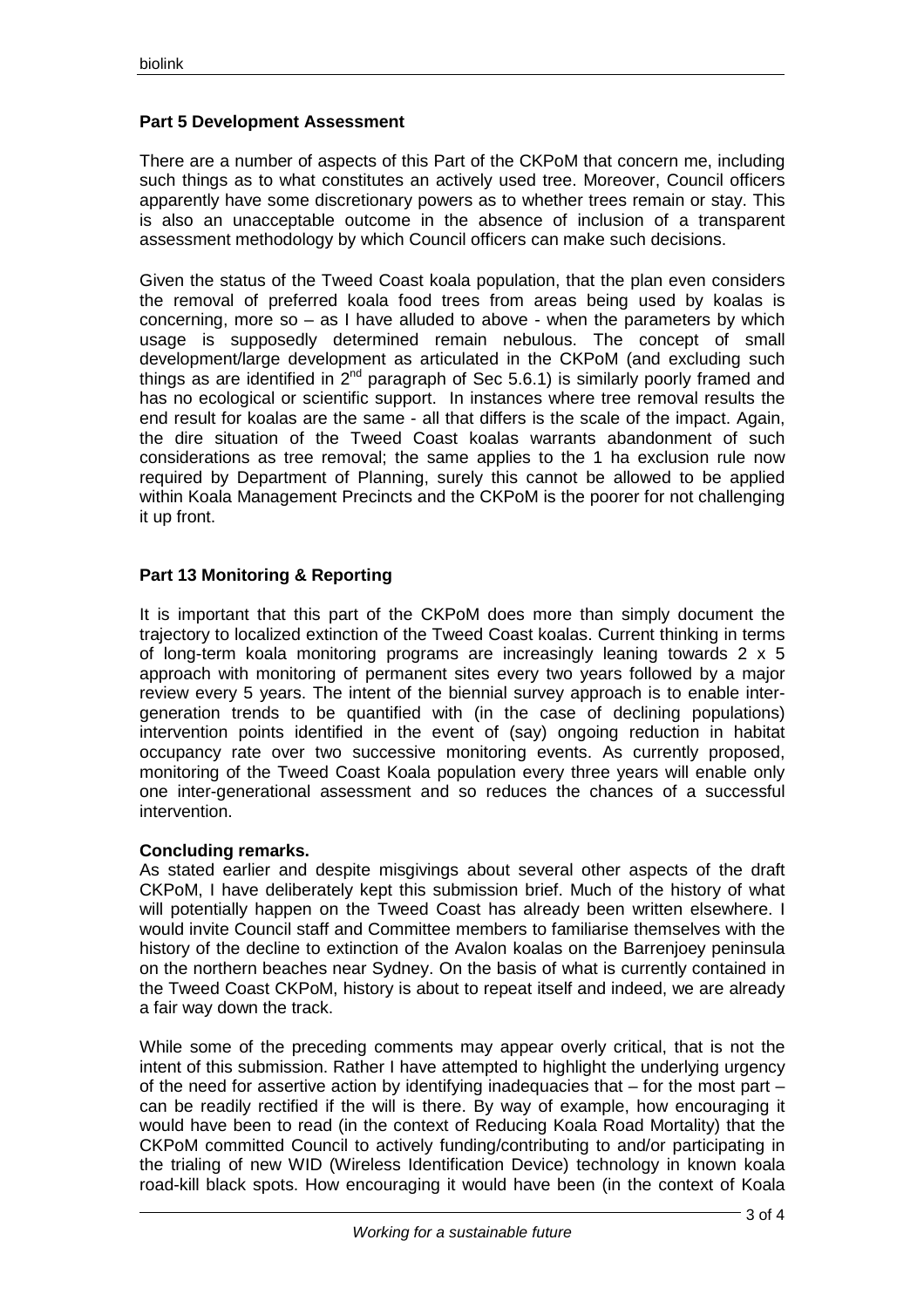**Part 5 Development Assessment**

There are a number of aspects of this Part of the CKPoM that concern me, including such things as to what constitutes an actively used tree. Moreover, Council officers apparently have some discretionary powers as to whether trees remain or stay. This is also an unacceptable outcome in the absence of inclusion of a transparent assessment methodology by which Council officers can make such decisions.

Given the status of the Tweed Coast koala population, that the plan even considers the removal of preferred koala food trees from areas being used by koalas is concerning, more so – as I have alluded to above - when the parameters by which usage is supposedly determined remain nebulous. The concept of small development/large development as articulated in the CKPoM (and excluding such things as are identified in 2nd paragraph of Sec 5.6.1) is similarly poorly framed and has no ecological or scientific support. In instances where tree removal results the end result for koalas are the same - all that differs is the scale of the impact. Again, the dire situation of the Tweed Coast koalas warrants abandonment of such considerations as tree removal; the same applies to the 1 ha exclusion rule now required by Department of Planning, surely this cannot be allowed to be applied within Koala Management Precincts and the CKPoM is the poorer for not challenging it up front.

**Part 13 Monitoring & Reporting**

It is important that this part of the CKPoM does more than simply document the trajectory to localized extinction of the Tweed Coast koalas. Current thinking in terms of long-term koala monitoring programs are increasingly leaning towards 2 x 5 approach with monitoring of permanent sites every two years followed by a major review every 5 years. The intent of the biennial survey approach is to enable inter-generation trends to be quantified with (in the case of declining populations) intervention points identified in the event of (say) ongoing reduction in habitat occupancy rate over two successive monitoring events. As currently proposed, monitoring of the Tweed Coast Koala population every three years will enable only one inter-generational assessment and so reduces the chances of a successful intervention.

**Concluding remarks.**

As stated earlier and despite misgivings about several other aspects of the draft CKPoM, I have deliberately kept this submission brief. Much of the history of what will potentially happen on the Tweed Coast has already been written elsewhere. I would invite Council staff and Committee members to familiarise themselves with the history of the decline to extinction of the Avalon koalas on the Barrenjoey peninsula on the northern beaches near Sydney. On the basis of what is currently contained in the Tweed Coast CKPoM, history is about to repeat itself and indeed, we are already a fair way down the track.

While some of the preceding comments may appear overly critical, that is not the intent of this submission. Rather I have attempted to highlight the underlying urgency of the need for assertive action by identifying inadequacies that – for the most part – can be readily rectified if the will is there. By way of example, how encouraging it would have been to read (in the context of Reducing Koala Road Mortality) that the CKPoM committed Council to actively funding/contributing to and/or participating in the trialing of new WID (Wireless Identification Device) technology in known koala road-kill black spots. How encouraging it would have been (in the context of Koala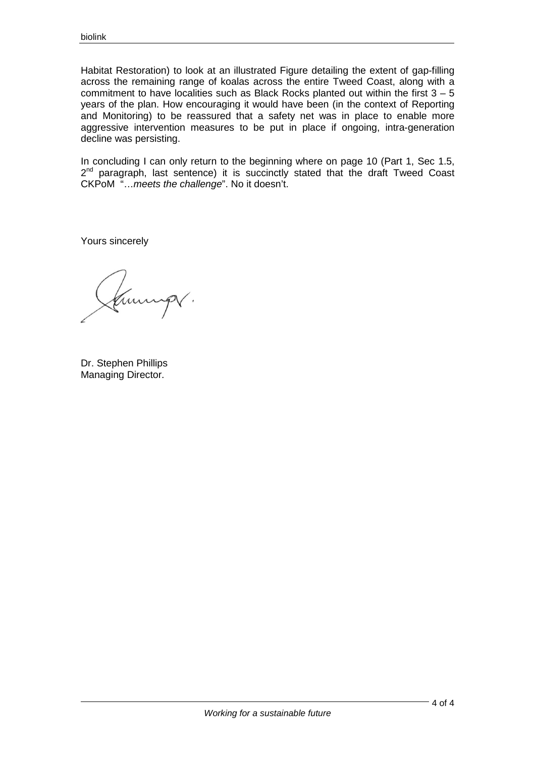Habitat Restoration) to look at an illustrated Figure detailing the extent of gap-filling across the remaining range of koalas across the entire Tweed Coast, along with a commitment to have localities such as Black Rocks planted out within the first 3 – 5 years of the plan. How encouraging it would have been (in the context of Reporting and Monitoring) to be reassured that a safety net was in place to enable more aggressive intervention measures to be put in place if ongoing, intra-generation decline was persisting.

In concluding I can only return to the beginning where on page 10 (Part 1, Sec 1.5, 2nd paragraph, last sentence) it is succinctly stated that the draft Tweed Coast CKPoM "…*meets the challenge*". No it doesn't.

Yours sincerely

Dr. Stephen Phillips
Managing Director.